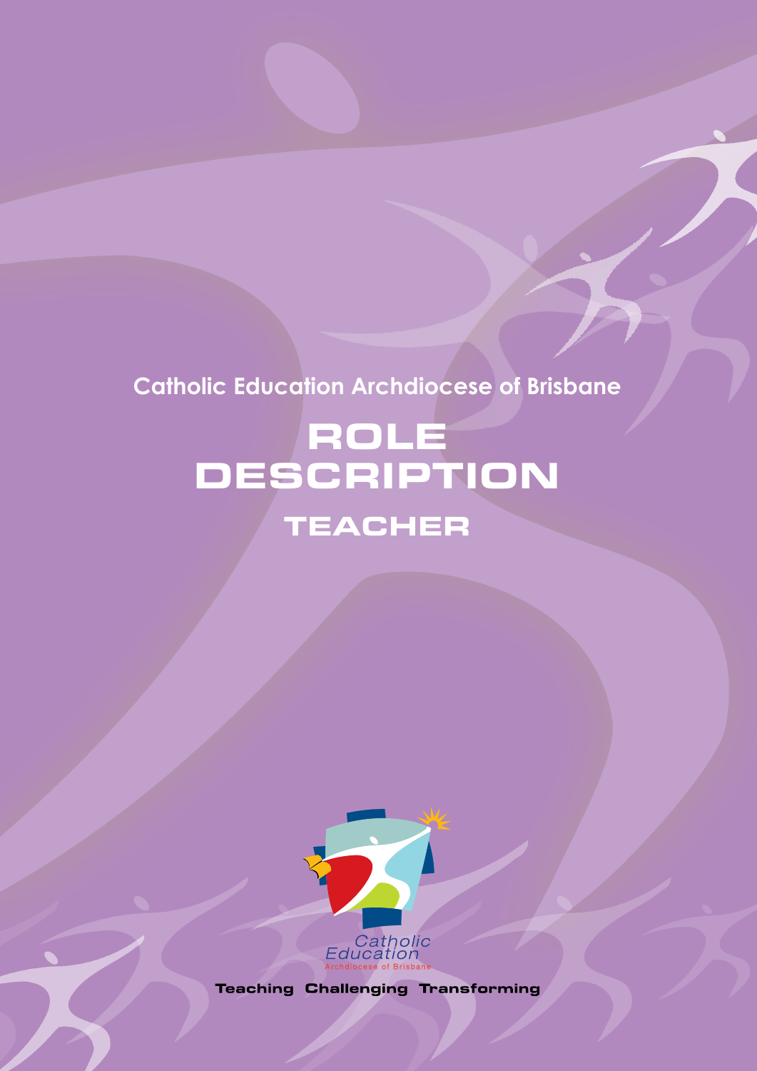Catholic Education Archdiocese of Brisbane

# ROLE DESCRIPTION

## TEACHER

Catholic Education
Archdiocese of Brisbane

Teaching Challenging Transforming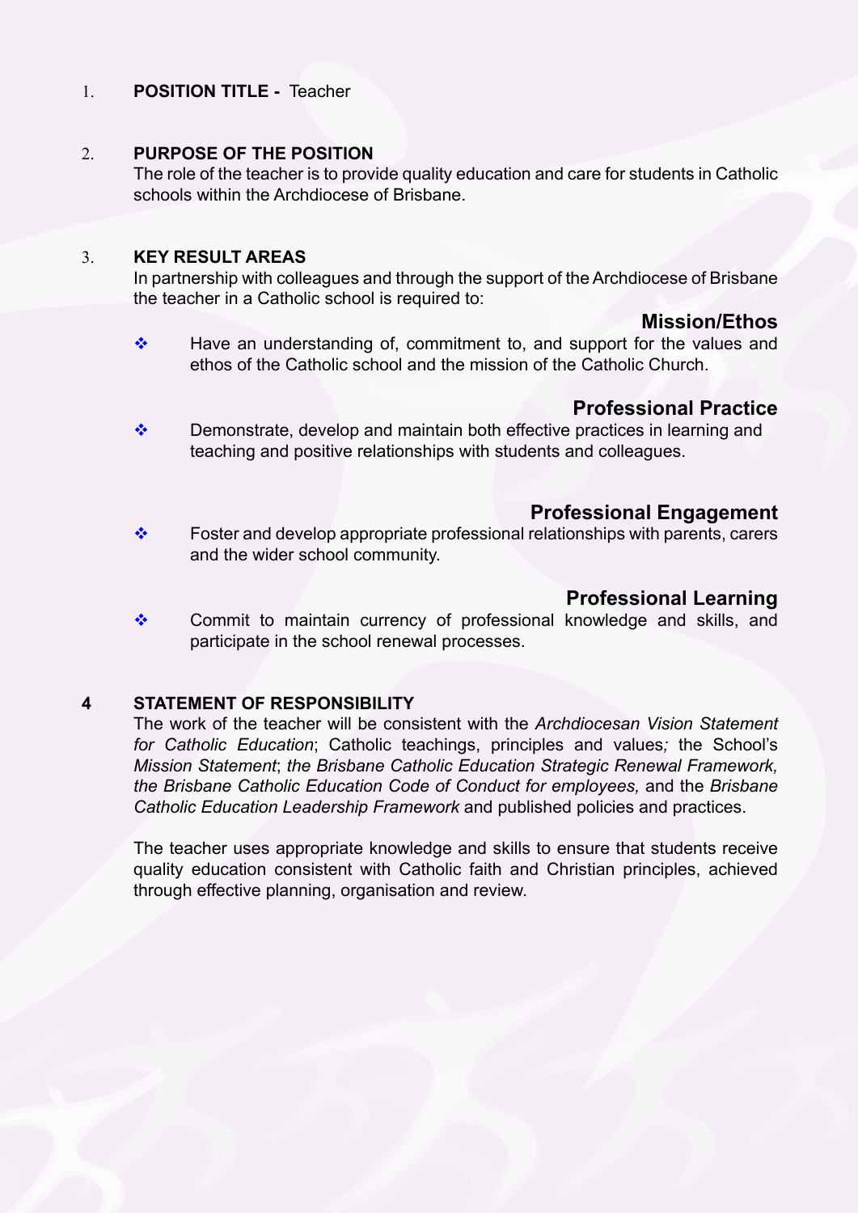1. **POSITION TITLE -** Teacher

2. **PURPOSE OF THE POSITION**

   The role of the teacher is to provide quality education and care for students in Catholic schools within the Archdiocese of Brisbane.

3. **KEY RESULT AREAS**

   In partnership with colleagues and through the support of the Archdiocese of Brisbane the teacher in a Catholic school is required to:

### Mission/Ethos

- Have an understanding of, commitment to, and support for the values and ethos of the Catholic school and the mission of the Catholic Church.

### Professional Practice

- Demonstrate, develop and maintain both effective practices in learning and teaching and positive relationships with students and colleagues.

### Professional Engagement

- Foster and develop appropriate professional relationships with parents, carers and the wider school community.

### Professional Learning

- Commit to maintain currency of professional knowledge and skills, and participate in the school renewal processes.

4 **STATEMENT OF RESPONSIBILITY**

The work of the teacher will be consistent with the *Archdiocesan Vision Statement for Catholic Education*; Catholic teachings, principles and values*;* the School's *Mission Statement*; *the Brisbane Catholic Education Strategic Renewal Framework, the Brisbane Catholic Education Code of Conduct for employees,* and the *Brisbane Catholic Education Leadership Framework* and published policies and practices.

The teacher uses appropriate knowledge and skills to ensure that students receive quality education consistent with Catholic faith and Christian principles, achieved through effective planning, organisation and review.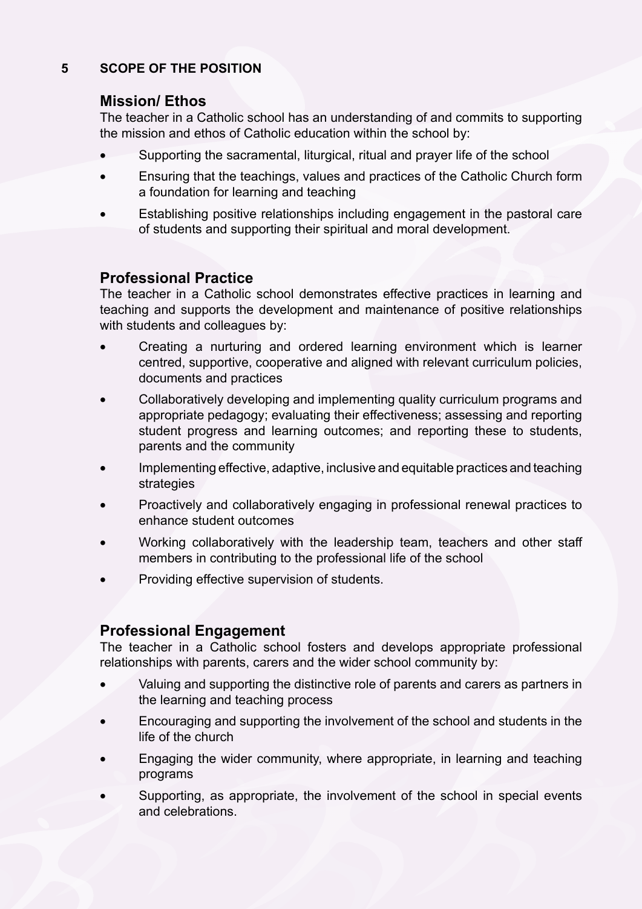## 5 SCOPE OF THE POSITION

### Mission/ Ethos

The teacher in a Catholic school has an understanding of and commits to supporting the mission and ethos of Catholic education within the school by:

- Supporting the sacramental, liturgical, ritual and prayer life of the school
- Ensuring that the teachings, values and practices of the Catholic Church form a foundation for learning and teaching
- Establishing positive relationships including engagement in the pastoral care of students and supporting their spiritual and moral development.

### Professional Practice

The teacher in a Catholic school demonstrates effective practices in learning and teaching and supports the development and maintenance of positive relationships with students and colleagues by:

- Creating a nurturing and ordered learning environment which is learner centred, supportive, cooperative and aligned with relevant curriculum policies, documents and practices
- Collaboratively developing and implementing quality curriculum programs and appropriate pedagogy; evaluating their effectiveness; assessing and reporting student progress and learning outcomes; and reporting these to students, parents and the community
- Implementing effective, adaptive, inclusive and equitable practices and teaching strategies
- Proactively and collaboratively engaging in professional renewal practices to enhance student outcomes
- Working collaboratively with the leadership team, teachers and other staff members in contributing to the professional life of the school
- Providing effective supervision of students.

### Professional Engagement

The teacher in a Catholic school fosters and develops appropriate professional relationships with parents, carers and the wider school community by:

- Valuing and supporting the distinctive role of parents and carers as partners in the learning and teaching process
- Encouraging and supporting the involvement of the school and students in the life of the church
- Engaging the wider community, where appropriate, in learning and teaching programs
- Supporting, as appropriate, the involvement of the school in special events and celebrations.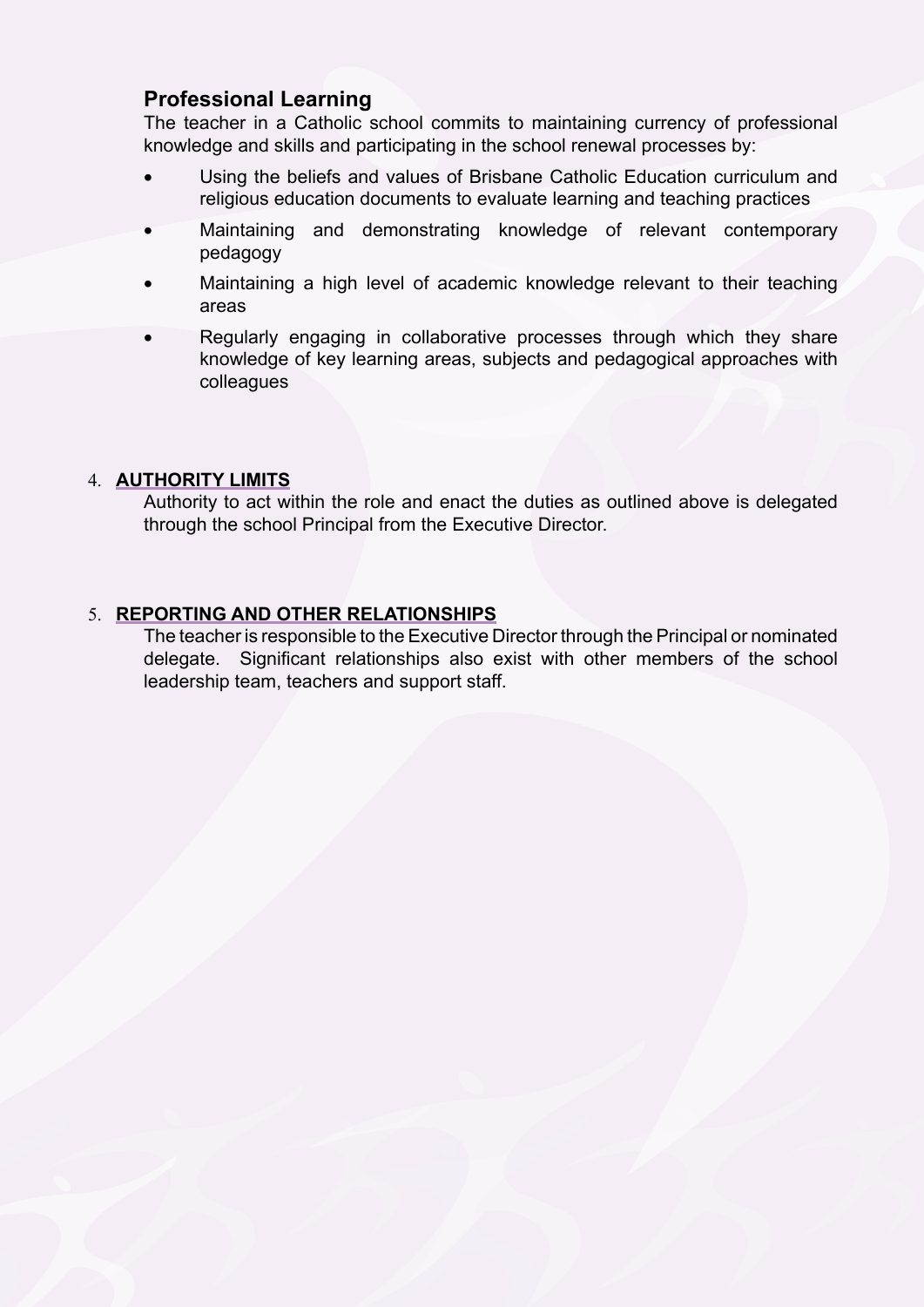### Professional Learning

The teacher in a Catholic school commits to maintaining currency of professional knowledge and skills and participating in the school renewal processes by:

- Using the beliefs and values of Brisbane Catholic Education curriculum and religious education documents to evaluate learning and teaching practices
- Maintaining and demonstrating knowledge of relevant contemporary pedagogy
- Maintaining a high level of academic knowledge relevant to their teaching areas
- Regularly engaging in collaborative processes through which they share knowledge of key learning areas, subjects and pedagogical approaches with colleagues

## 4. AUTHORITY LIMITS

Authority to act within the role and enact the duties as outlined above is delegated through the school Principal from the Executive Director.

## 5. REPORTING AND OTHER RELATIONSHIPS

The teacher is responsible to the Executive Director through the Principal or nominated delegate. Significant relationships also exist with other members of the school leadership team, teachers and support staff.